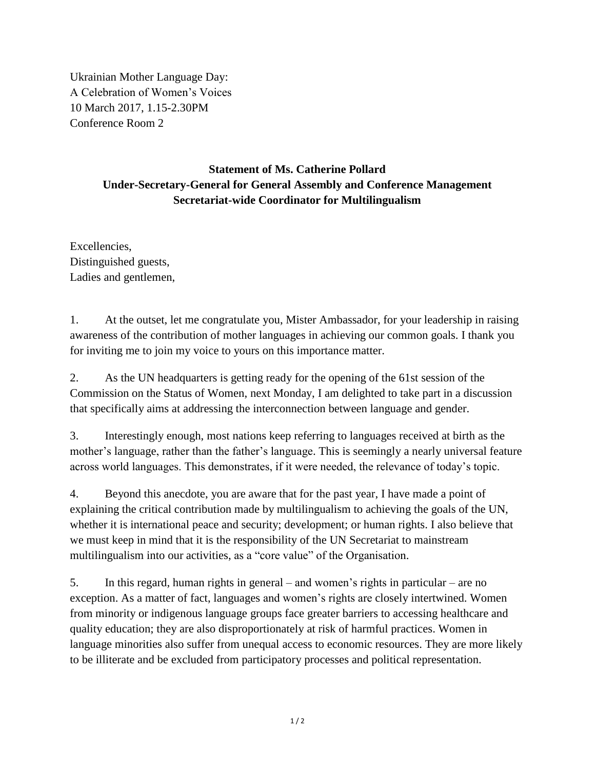Ukrainian Mother Language Day:
A Celebration of Women's Voices
10 March 2017, 1.15-2.30PM
Conference Room 2

**Statement of Ms. Catherine Pollard**
**Under-Secretary-General for General Assembly and Conference Management**
**Secretariat-wide Coordinator for Multilingualism**

Excellencies,
Distinguished guests,
Ladies and gentlemen,

1. At the outset, let me congratulate you, Mister Ambassador, for your leadership in raising awareness of the contribution of mother languages in achieving our common goals. I thank you for inviting me to join my voice to yours on this importance matter.

2. As the UN headquarters is getting ready for the opening of the 61st session of the Commission on the Status of Women, next Monday, I am delighted to take part in a discussion that specifically aims at addressing the interconnection between language and gender.

3. Interestingly enough, most nations keep referring to languages received at birth as the mother's language, rather than the father's language. This is seemingly a nearly universal feature across world languages. This demonstrates, if it were needed, the relevance of today's topic.

4. Beyond this anecdote, you are aware that for the past year, I have made a point of explaining the critical contribution made by multilingualism to achieving the goals of the UN, whether it is international peace and security; development; or human rights. I also believe that we must keep in mind that it is the responsibility of the UN Secretariat to mainstream multilingualism into our activities, as a "core value" of the Organisation.

5. In this regard, human rights in general – and women's rights in particular – are no exception. As a matter of fact, languages and women's rights are closely intertwined. Women from minority or indigenous language groups face greater barriers to accessing healthcare and quality education; they are also disproportionately at risk of harmful practices. Women in language minorities also suffer from unequal access to economic resources. They are more likely to be illiterate and be excluded from participatory processes and political representation.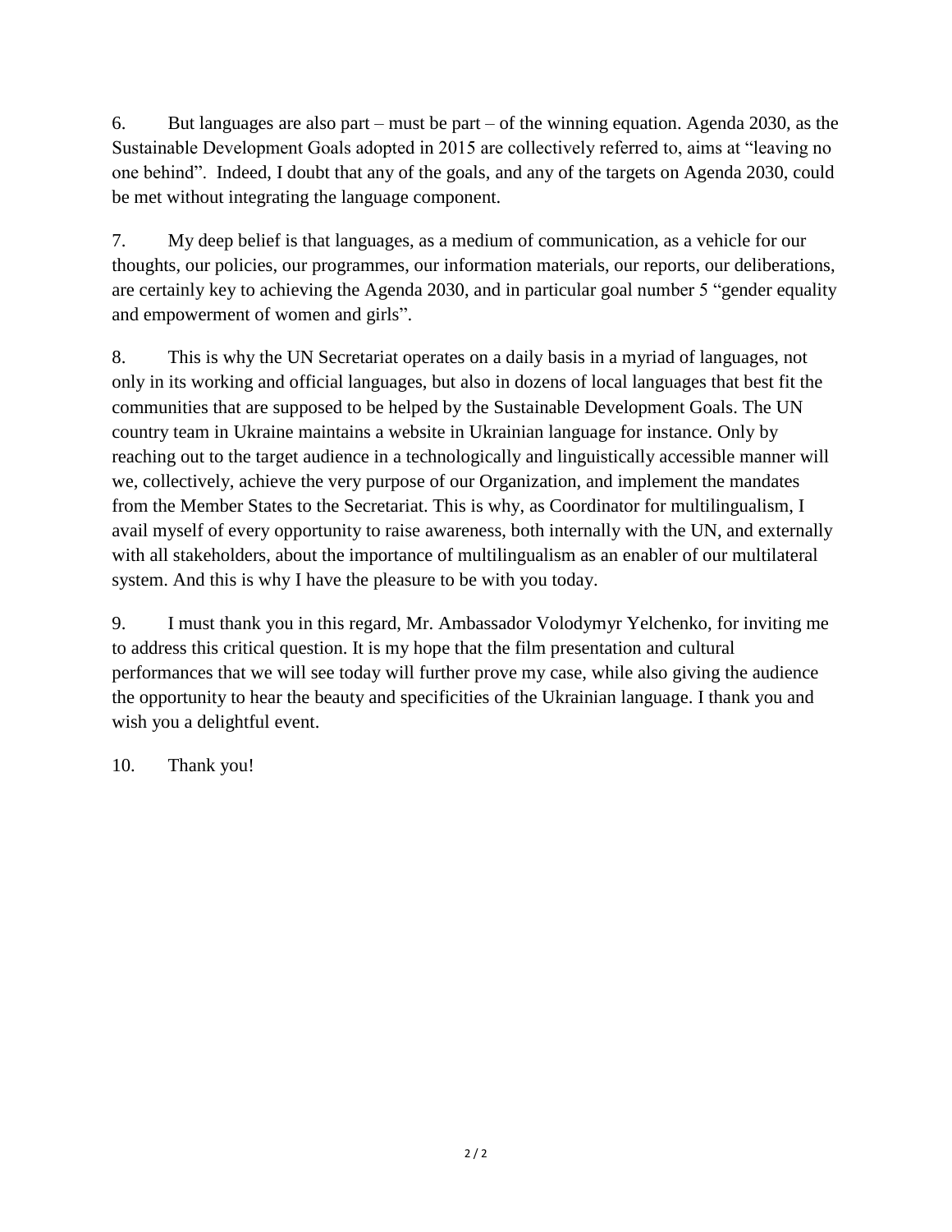6. But languages are also part – must be part – of the winning equation. Agenda 2030, as the Sustainable Development Goals adopted in 2015 are collectively referred to, aims at "leaving no one behind". Indeed, I doubt that any of the goals, and any of the targets on Agenda 2030, could be met without integrating the language component.

7. My deep belief is that languages, as a medium of communication, as a vehicle for our thoughts, our policies, our programmes, our information materials, our reports, our deliberations, are certainly key to achieving the Agenda 2030, and in particular goal number 5 "gender equality and empowerment of women and girls".

8. This is why the UN Secretariat operates on a daily basis in a myriad of languages, not only in its working and official languages, but also in dozens of local languages that best fit the communities that are supposed to be helped by the Sustainable Development Goals. The UN country team in Ukraine maintains a website in Ukrainian language for instance. Only by reaching out to the target audience in a technologically and linguistically accessible manner will we, collectively, achieve the very purpose of our Organization, and implement the mandates from the Member States to the Secretariat. This is why, as Coordinator for multilingualism, I avail myself of every opportunity to raise awareness, both internally with the UN, and externally with all stakeholders, about the importance of multilingualism as an enabler of our multilateral system. And this is why I have the pleasure to be with you today.

9. I must thank you in this regard, Mr. Ambassador Volodymyr Yelchenko, for inviting me to address this critical question. It is my hope that the film presentation and cultural performances that we will see today will further prove my case, while also giving the audience the opportunity to hear the beauty and specificities of the Ukrainian language. I thank you and wish you a delightful event.

10. Thank you!